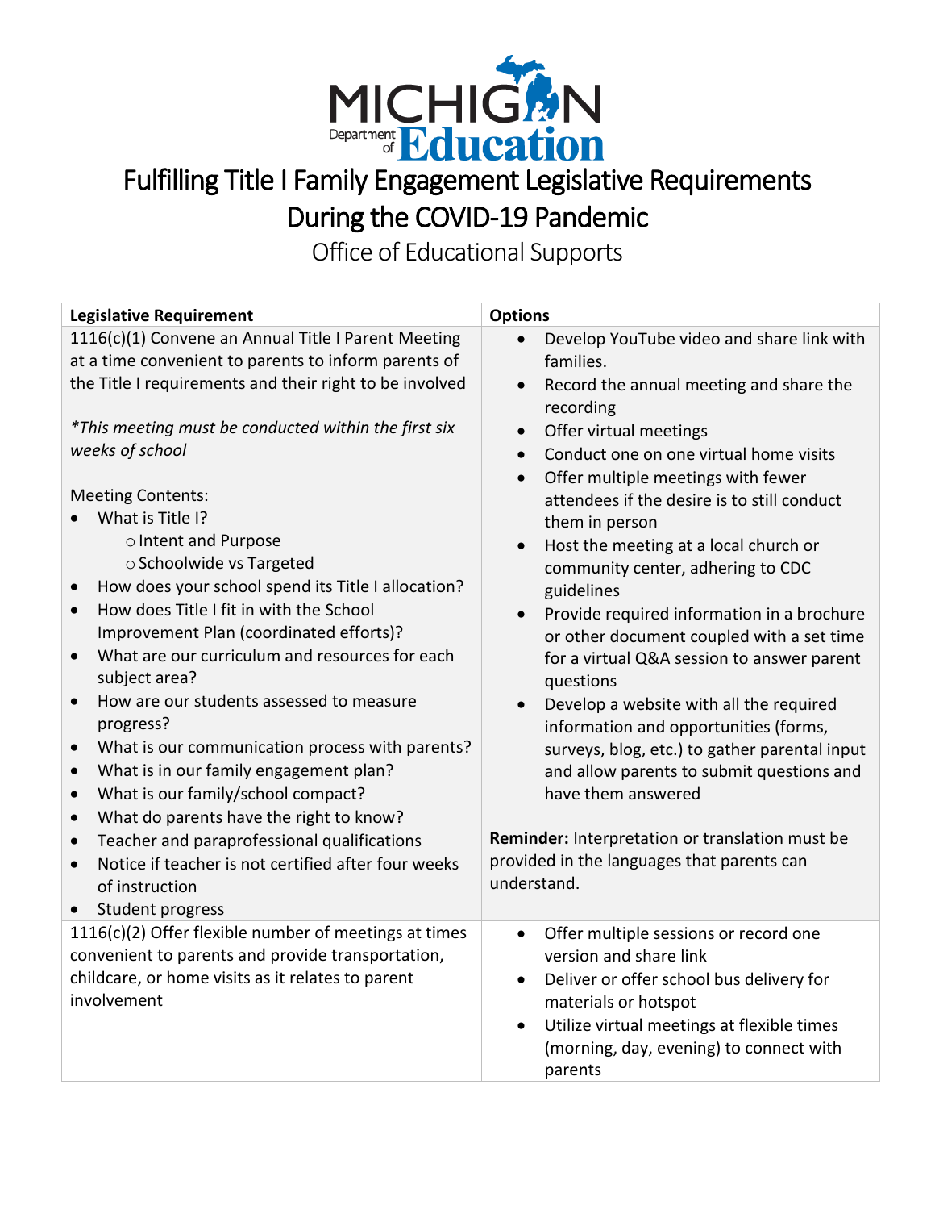# Fulfilling Title I Family Engagement Legislative Requirements During the COVID-19 Pandemic

## Office of Educational Supports

| Legislative Requirement | Options |
|---|---|
| 1116(c)(1) Convene an Annual Title I Parent Meeting at a time convenient to parents to inform parents of the Title I requirements and their right to be involved<br><br>*\*This meeting must be conducted within the first six weeks of school*<br><br>Meeting Contents:<br>• What is Title I?<br>  ○ Intent and Purpose<br>  ○ Schoolwide vs Targeted<br>• How does your school spend its Title I allocation?<br>• How does Title I fit in with the School Improvement Plan (coordinated efforts)?<br>• What are our curriculum and resources for each subject area?<br>• How are our students assessed to measure progress?<br>• What is our communication process with parents?<br>• What is in our family engagement plan?<br>• What is our family/school compact?<br>• What do parents have the right to know?<br>• Teacher and paraprofessional qualifications<br>• Notice if teacher is not certified after four weeks of instruction<br>• Student progress | • Develop YouTube video and share link with families.<br>• Record the annual meeting and share the recording<br>• Offer virtual meetings<br>• Conduct one on one virtual home visits<br>• Offer multiple meetings with fewer attendees if the desire is to still conduct them in person<br>• Host the meeting at a local church or community center, adhering to CDC guidelines<br>• Provide required information in a brochure or other document coupled with a set time for a virtual Q&A session to answer parent questions<br>• Develop a website with all the required information and opportunities (forms, surveys, blog, etc.) to gather parental input and allow parents to submit questions and have them answered<br><br>**Reminder:** Interpretation or translation must be provided in the languages that parents can understand. |
| 1116(c)(2) Offer flexible number of meetings at times convenient to parents and provide transportation, childcare, or home visits as it relates to parent involvement | • Offer multiple sessions or record one version and share link<br>• Deliver or offer school bus delivery for materials or hotspot<br>• Utilize virtual meetings at flexible times (morning, day, evening) to connect with parents |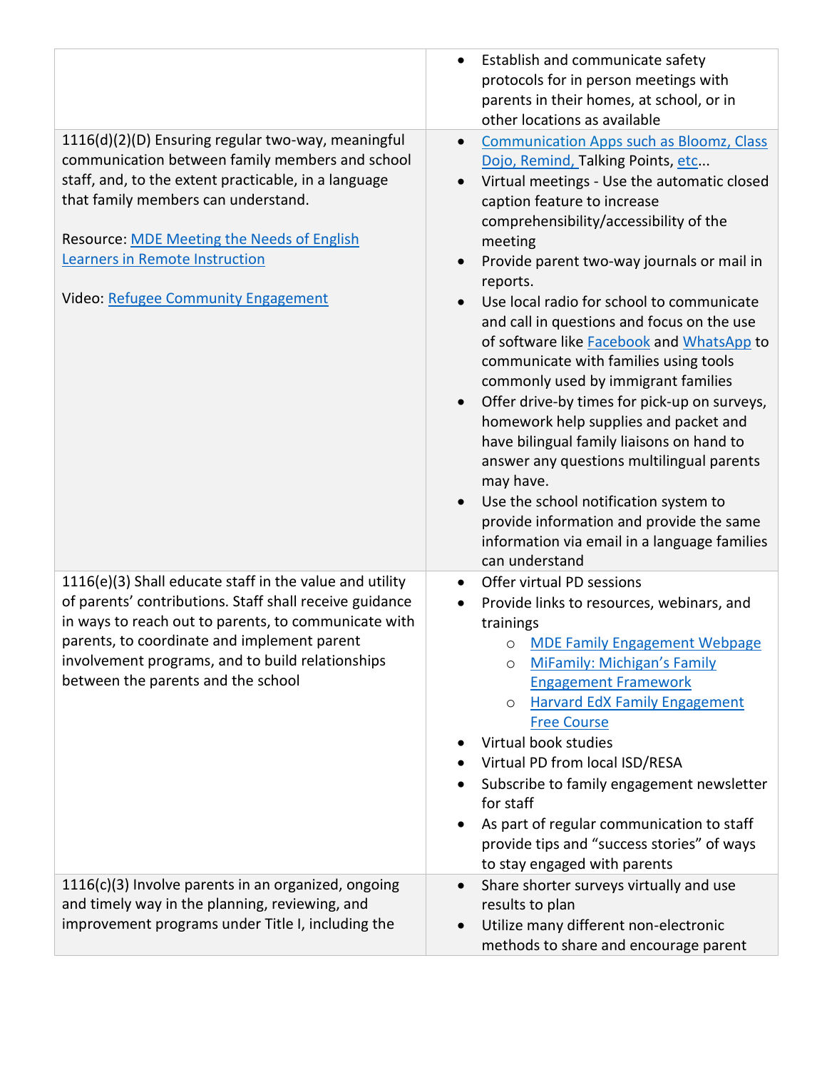| | |
|---|---|
| | • Establish and communicate safety protocols for in person meetings with parents in their homes, at school, or in other locations as available |
| 1116(d)(2)(D) Ensuring regular two-way, meaningful communication between family members and school staff, and, to the extent practicable, in a language that family members can understand.<br><br>Resource: MDE Meeting the Needs of English Learners in Remote Instruction<br><br>Video: Refugee Community Engagement | • Communication Apps such as Bloomz, Class Dojo, Remind, Talking Points, etc...<br>• Virtual meetings - Use the automatic closed caption feature to increase comprehensibility/accessibility of the meeting<br>• Provide parent two-way journals or mail in reports.<br>• Use local radio for school to communicate and call in questions and focus on the use of software like Facebook and WhatsApp to communicate with families using tools commonly used by immigrant families<br>• Offer drive-by times for pick-up on surveys, homework help supplies and packet and have bilingual family liaisons on hand to answer any questions multilingual parents may have.<br>• Use the school notification system to provide information and provide the same information via email in a language families can understand |
| 1116(e)(3) Shall educate staff in the value and utility of parents' contributions. Staff shall receive guidance in ways to reach out to parents, to communicate with parents, to coordinate and implement parent involvement programs, and to build relationships between the parents and the school | • Offer virtual PD sessions<br>• Provide links to resources, webinars, and trainings<br>&nbsp;&nbsp;&nbsp;&nbsp;o MDE Family Engagement Webpage<br>&nbsp;&nbsp;&nbsp;&nbsp;o MiFamily: Michigan's Family Engagement Framework<br>&nbsp;&nbsp;&nbsp;&nbsp;o Harvard EdX Family Engagement Free Course<br>• Virtual book studies<br>• Virtual PD from local ISD/RESA<br>• Subscribe to family engagement newsletter for staff<br>• As part of regular communication to staff provide tips and "success stories" of ways to stay engaged with parents |
| 1116(c)(3) Involve parents in an organized, ongoing and timely way in the planning, reviewing, and improvement programs under Title I, including the | • Share shorter surveys virtually and use results to plan<br>• Utilize many different non-electronic methods to share and encourage parent |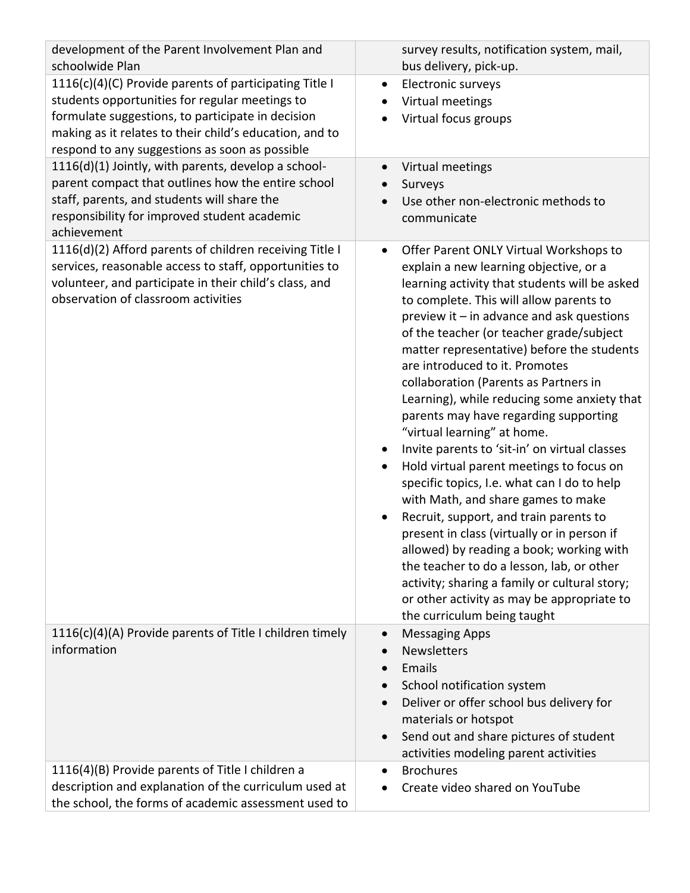| | |
|---|---|
| development of the Parent Involvement Plan and schoolwide Plan | survey results, notification system, mail, bus delivery, pick-up. |
| 1116(c)(4)(C) Provide parents of participating Title I students opportunities for regular meetings to formulate suggestions, to participate in decision making as it relates to their child's education, and to respond to any suggestions as soon as possible | • Electronic surveys<br>• Virtual meetings<br>• Virtual focus groups |
| 1116(d)(1) Jointly, with parents, develop a school-parent compact that outlines how the entire school staff, parents, and students will share the responsibility for improved student academic achievement | • Virtual meetings<br>• Surveys<br>• Use other non-electronic methods to communicate |
| 1116(d)(2) Afford parents of children receiving Title I services, reasonable access to staff, opportunities to volunteer, and participate in their child's class, and observation of classroom activities | • Offer Parent ONLY Virtual Workshops to explain a new learning objective, or a learning activity that students will be asked to complete. This will allow parents to preview it – in advance and ask questions of the teacher (or teacher grade/subject matter representative) before the students are introduced to it. Promotes collaboration (Parents as Partners in Learning), while reducing some anxiety that parents may have regarding supporting "virtual learning" at home.<br>• Invite parents to 'sit-in' on virtual classes<br>• Hold virtual parent meetings to focus on specific topics, I.e. what can I do to help with Math, and share games to make<br>• Recruit, support, and train parents to present in class (virtually or in person if allowed) by reading a book; working with the teacher to do a lesson, lab, or other activity; sharing a family or cultural story; or other activity as may be appropriate to the curriculum being taught |
| 1116(c)(4)(A) Provide parents of Title I children timely information | • Messaging Apps<br>• Newsletters<br>• Emails<br>• School notification system<br>• Deliver or offer school bus delivery for materials or hotspot<br>• Send out and share pictures of student activities modeling parent activities |
| 1116(4)(B) Provide parents of Title I children a description and explanation of the curriculum used at the school, the forms of academic assessment used to | • Brochures<br>• Create video shared on YouTube |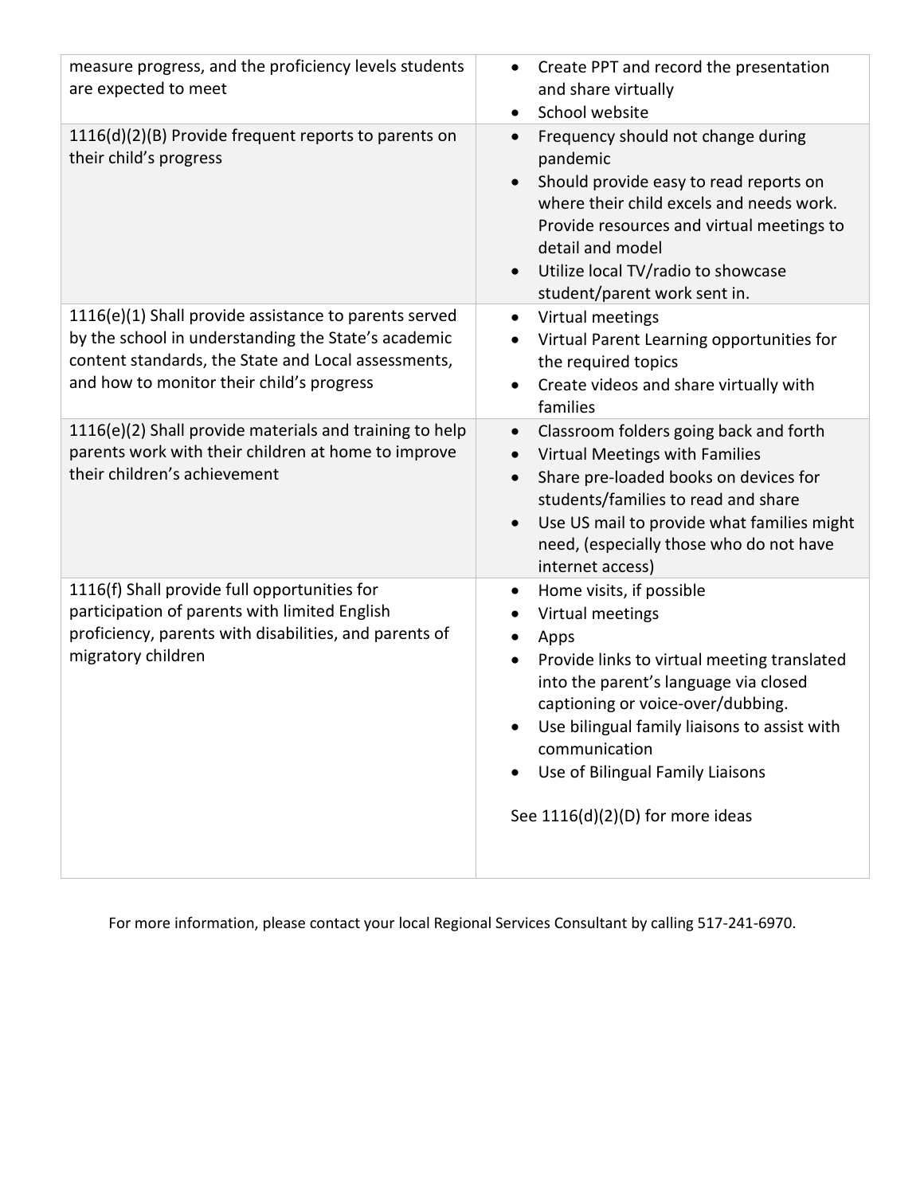| | |
|---|---|
| measure progress, and the proficiency levels students are expected to meet | • Create PPT and record the presentation and share virtually<br>• School website |
| 1116(d)(2)(B) Provide frequent reports to parents on their child's progress | • Frequency should not change during pandemic<br>• Should provide easy to read reports on where their child excels and needs work. Provide resources and virtual meetings to detail and model<br>• Utilize local TV/radio to showcase student/parent work sent in. |
| 1116(e)(1) Shall provide assistance to parents served by the school in understanding the State's academic content standards, the State and Local assessments, and how to monitor their child's progress | • Virtual meetings<br>• Virtual Parent Learning opportunities for the required topics<br>• Create videos and share virtually with families |
| 1116(e)(2) Shall provide materials and training to help parents work with their children at home to improve their children's achievement | • Classroom folders going back and forth<br>• Virtual Meetings with Families<br>• Share pre-loaded books on devices for students/families to read and share<br>• Use US mail to provide what families might need, (especially those who do not have internet access) |
| 1116(f) Shall provide full opportunities for participation of parents with limited English proficiency, parents with disabilities, and parents of migratory children | • Home visits, if possible<br>• Virtual meetings<br>• Apps<br>• Provide links to virtual meeting translated into the parent's language via closed captioning or voice-over/dubbing.<br>• Use bilingual family liaisons to assist with communication<br>• Use of Bilingual Family Liaisons<br><br>See 1116(d)(2)(D) for more ideas |

For more information, please contact your local Regional Services Consultant by calling 517-241-6970.